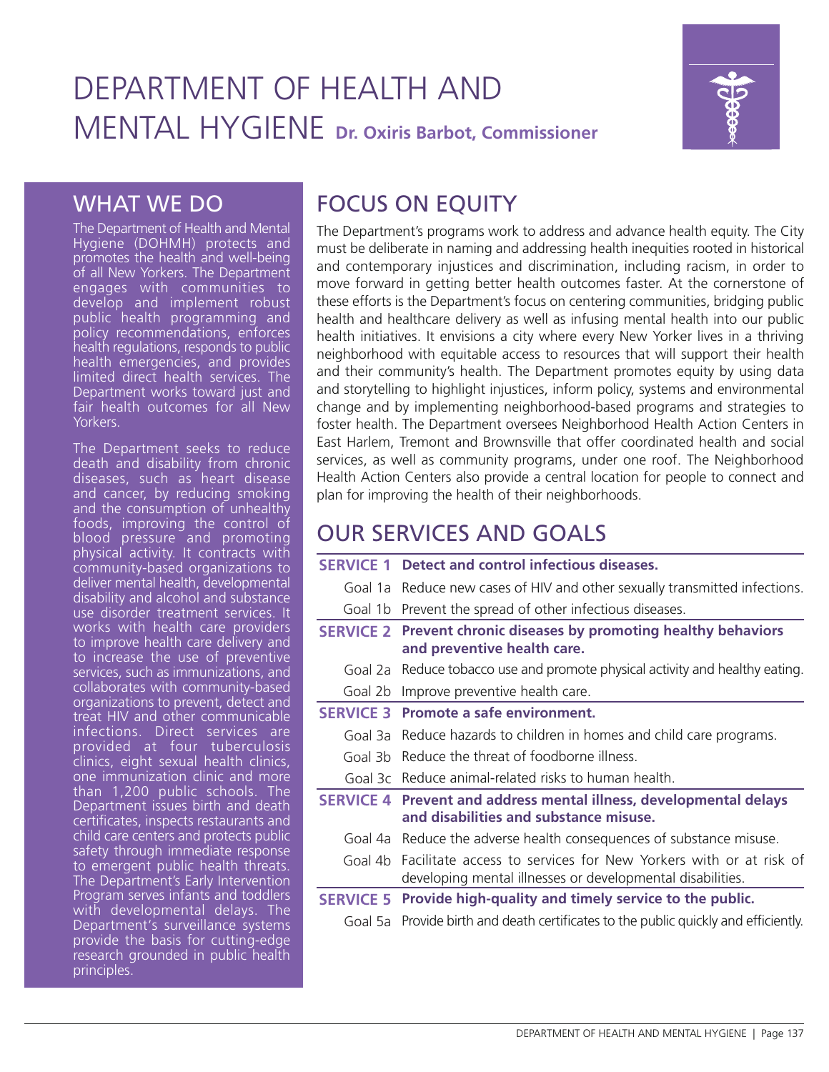# DEPARTMENT OF HEALTH AND MENTAL HYGIENE **Dr. Oxiris Barbot, Commissioner**

## WHAT WE DO

The Department of Health and Mental Hygiene (DOHMH) protects and promotes the health and well-being of all New Yorkers. The Department engages with communities to develop and implement robust public health programming and policy recommendations, enforces health regulations, responds to public health emergencies, and provides limited direct health services. The Department works toward just and fair health outcomes for all New Yorkers.

The Department seeks to reduce death and disability from chronic diseases, such as heart disease and cancer, by reducing smoking and the consumption of unhealthy foods, improving the control of blood pressure and promoting physical activity. It contracts with community-based organizations to deliver mental health, developmental disability and alcohol and substance use disorder treatment services. It works with health care providers to improve health care delivery and to increase the use of preventive services, such as immunizations, and collaborates with community-based organizations to prevent, detect and treat HIV and other communicable infections. Direct services are provided at four tuberculosis clinics, eight sexual health clinics, one immunization clinic and more than 1,200 public schools. The Department issues birth and death certificates, inspects restaurants and child care centers and protects public safety through immediate response to emergent public health threats. The Department's Early Intervention Program serves infants and toddlers with developmental delays. The Department's surveillance systems provide the basis for cutting-edge research grounded in public health principles.

## FOCUS ON EQUITY

The Department's programs work to address and advance health equity. The City must be deliberate in naming and addressing health inequities rooted in historical and contemporary injustices and discrimination, including racism, in order to move forward in getting better health outcomes faster. At the cornerstone of these efforts is the Department's focus on centering communities, bridging public health and healthcare delivery as well as infusing mental health into our public health initiatives. It envisions a city where every New Yorker lives in a thriving neighborhood with equitable access to resources that will support their health and their community's health. The Department promotes equity by using data and storytelling to highlight injustices, inform policy, systems and environmental change and by implementing neighborhood-based programs and strategies to foster health. The Department oversees Neighborhood Health Action Centers in East Harlem, Tremont and Brownsville that offer coordinated health and social services, as well as community programs, under one roof. The Neighborhood Health Action Centers also provide a central location for people to connect and plan for improving the health of their neighborhoods.

## OUR SERVICES AND GOALS

**SERVICE 1 Detect and control infectious diseases.**

- Goal 1a Reduce new cases of HIV and other sexually transmitted infections.
- Goal 1b Prevent the spread of other infectious diseases.

**SERVICE 2 Prevent chronic diseases by promoting healthy behaviors and preventive health care.**

- Goal 2a Reduce tobacco use and promote physical activity and healthy eating.
- Goal 2b Improve preventive health care.

**SERVICE 3 Promote a safe environment.**

- Goal 3a Reduce hazards to children in homes and child care programs.
- Goal 3b Reduce the threat of foodborne illness.
- Goal 3c Reduce animal-related risks to human health.

**SERVICE 4 Prevent and address mental illness, developmental delays and disabilities and substance misuse.**

- Goal 4a Reduce the adverse health consequences of substance misuse.
- Goal 4b Facilitate access to services for New Yorkers with or at risk of developing mental illnesses or developmental disabilities.

**SERVICE 5 Provide high-quality and timely service to the public.**

- Goal 5a Provide birth and death certificates to the public quickly and efficiently.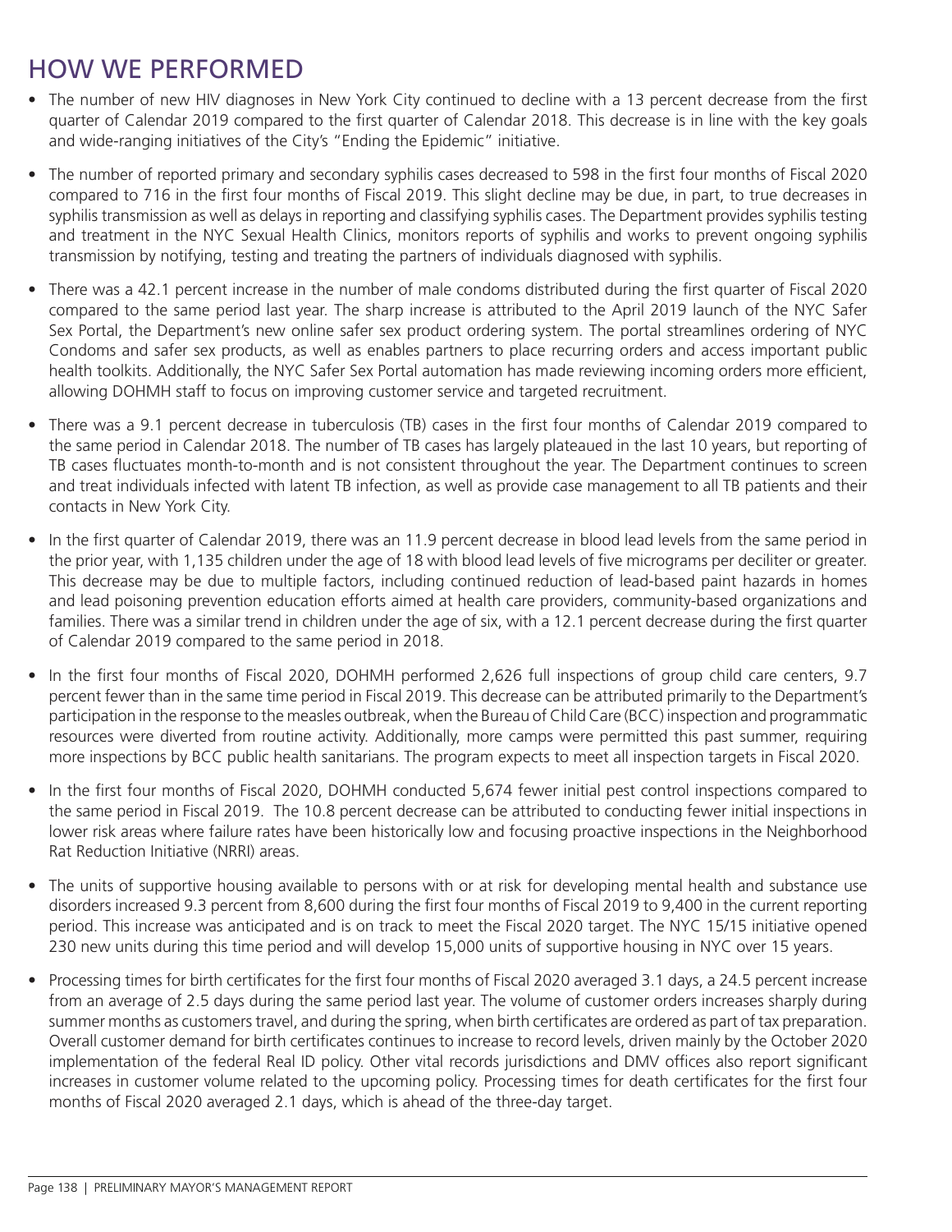## HOW WE PERFORMED

- The number of new HIV diagnoses in New York City continued to decline with a 13 percent decrease from the first quarter of Calendar 2019 compared to the first quarter of Calendar 2018. This decrease is in line with the key goals and wide-ranging initiatives of the City's "Ending the Epidemic" initiative.
- The number of reported primary and secondary syphilis cases decreased to 598 in the first four months of Fiscal 2020 compared to 716 in the first four months of Fiscal 2019. This slight decline may be due, in part, to true decreases in syphilis transmission as well as delays in reporting and classifying syphilis cases. The Department provides syphilis testing and treatment in the NYC Sexual Health Clinics, monitors reports of syphilis and works to prevent ongoing syphilis transmission by notifying, testing and treating the partners of individuals diagnosed with syphilis.
- There was a 42.1 percent increase in the number of male condoms distributed during the first quarter of Fiscal 2020 compared to the same period last year. The sharp increase is attributed to the April 2019 launch of the NYC Safer Sex Portal, the Department's new online safer sex product ordering system. The portal streamlines ordering of NYC Condoms and safer sex products, as well as enables partners to place recurring orders and access important public health toolkits. Additionally, the NYC Safer Sex Portal automation has made reviewing incoming orders more efficient, allowing DOHMH staff to focus on improving customer service and targeted recruitment.
- There was a 9.1 percent decrease in tuberculosis (TB) cases in the first four months of Calendar 2019 compared to the same period in Calendar 2018. The number of TB cases has largely plateaued in the last 10 years, but reporting of TB cases fluctuates month-to-month and is not consistent throughout the year. The Department continues to screen and treat individuals infected with latent TB infection, as well as provide case management to all TB patients and their contacts in New York City.
- In the first quarter of Calendar 2019, there was an 11.9 percent decrease in blood lead levels from the same period in the prior year, with 1,135 children under the age of 18 with blood lead levels of five micrograms per deciliter or greater. This decrease may be due to multiple factors, including continued reduction of lead-based paint hazards in homes and lead poisoning prevention education efforts aimed at health care providers, community-based organizations and families. There was a similar trend in children under the age of six, with a 12.1 percent decrease during the first quarter of Calendar 2019 compared to the same period in 2018.
- In the first four months of Fiscal 2020, DOHMH performed 2,626 full inspections of group child care centers, 9.7 percent fewer than in the same time period in Fiscal 2019. This decrease can be attributed primarily to the Department's participation in the response to the measles outbreak, when the Bureau of Child Care (BCC) inspection and programmatic resources were diverted from routine activity. Additionally, more camps were permitted this past summer, requiring more inspections by BCC public health sanitarians. The program expects to meet all inspection targets in Fiscal 2020.
- In the first four months of Fiscal 2020, DOHMH conducted 5,674 fewer initial pest control inspections compared to the same period in Fiscal 2019. The 10.8 percent decrease can be attributed to conducting fewer initial inspections in lower risk areas where failure rates have been historically low and focusing proactive inspections in the Neighborhood Rat Reduction Initiative (NRRI) areas.
- The units of supportive housing available to persons with or at risk for developing mental health and substance use disorders increased 9.3 percent from 8,600 during the first four months of Fiscal 2019 to 9,400 in the current reporting period. This increase was anticipated and is on track to meet the Fiscal 2020 target. The NYC 15/15 initiative opened 230 new units during this time period and will develop 15,000 units of supportive housing in NYC over 15 years.
- Processing times for birth certificates for the first four months of Fiscal 2020 averaged 3.1 days, a 24.5 percent increase from an average of 2.5 days during the same period last year. The volume of customer orders increases sharply during summer months as customers travel, and during the spring, when birth certificates are ordered as part of tax preparation. Overall customer demand for birth certificates continues to increase to record levels, driven mainly by the October 2020 implementation of the federal Real ID policy. Other vital records jurisdictions and DMV offices also report significant increases in customer volume related to the upcoming policy. Processing times for death certificates for the first four months of Fiscal 2020 averaged 2.1 days, which is ahead of the three-day target.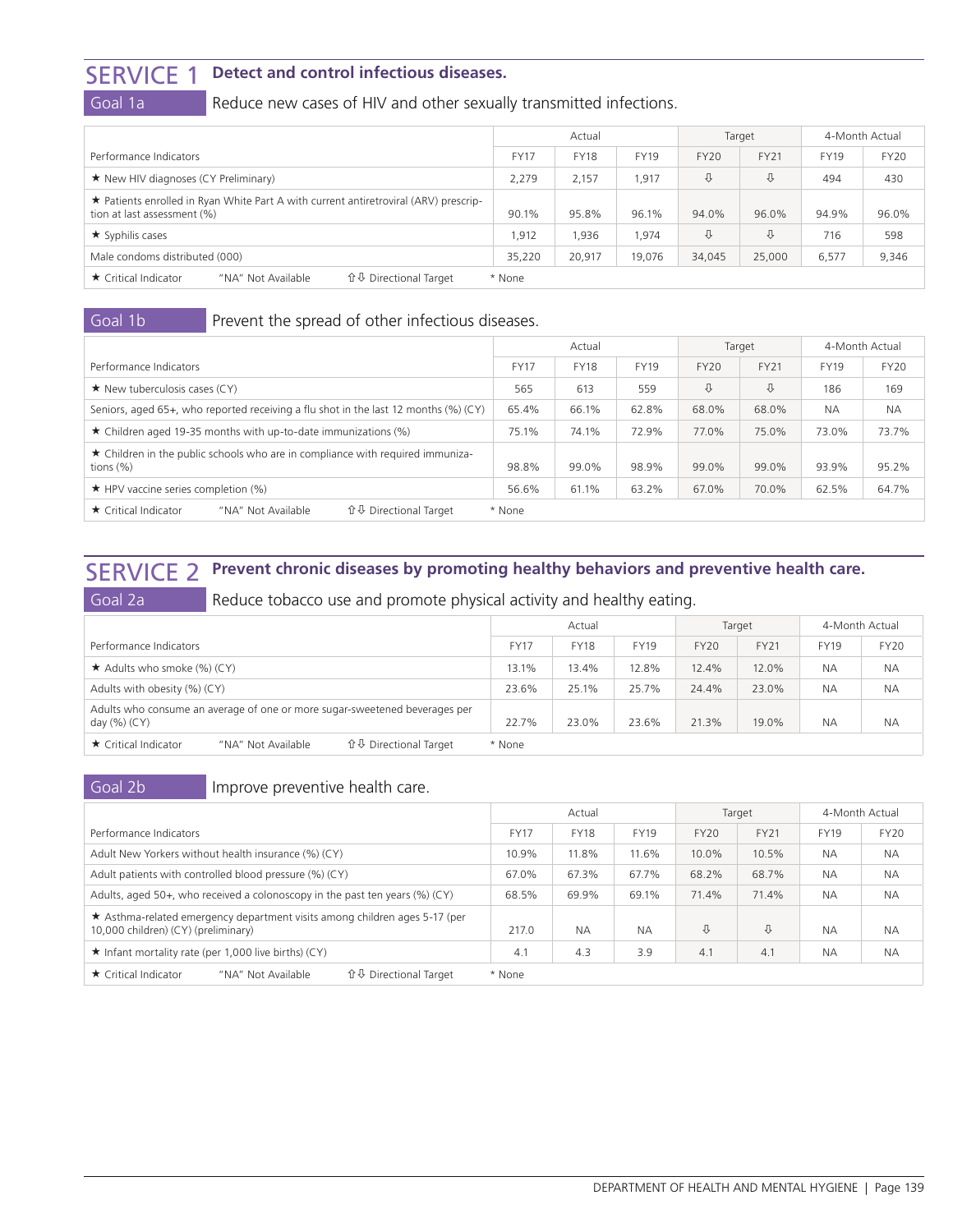## SERVICE 1 Detect and control infectious diseases.

### Goal 1a Reduce new cases of HIV and other sexually transmitted infections.

| Performance Indicators | Actual | | | Target | | 4-Month Actual | |
|---|---|---|---|---|---|---|---|
| | FY17 | FY18 | FY19 | FY20 | FY21 | FY19 | FY20 |
| ★ New HIV diagnoses (CY Preliminary) | 2,279 | 2,157 | 1,917 | ⇩ | ⇩ | 494 | 430 |
| ★ Patients enrolled in Ryan White Part A with current antiretroviral (ARV) prescription at last assessment (%) | 90.1% | 95.8% | 96.1% | 94.0% | 96.0% | 94.9% | 96.0% |
| ★ Syphilis cases | 1,912 | 1,936 | 1,974 | ⇩ | ⇩ | 716 | 598 |
| Male condoms distributed (000) | 35,220 | 20,917 | 19,076 | 34,045 | 25,000 | 6,577 | 9,346 |
| ★ Critical Indicator "NA" Not Available ⇧⇩ Directional Target * None | | | | | | | |

### Goal 1b Prevent the spread of other infectious diseases.

| Performance Indicators | Actual | | | Target | | 4-Month Actual | |
|---|---|---|---|---|---|---|---|
| | FY17 | FY18 | FY19 | FY20 | FY21 | FY19 | FY20 |
| ★ New tuberculosis cases (CY) | 565 | 613 | 559 | ⇩ | ⇩ | 186 | 169 |
| Seniors, aged 65+, who reported receiving a flu shot in the last 12 months (%) (CY) | 65.4% | 66.1% | 62.8% | 68.0% | 68.0% | NA | NA |
| ★ Children aged 19-35 months with up-to-date immunizations (%) | 75.1% | 74.1% | 72.9% | 77.0% | 75.0% | 73.0% | 73.7% |
| ★ Children in the public schools who are in compliance with required immunizations (%) | 98.8% | 99.0% | 98.9% | 99.0% | 99.0% | 93.9% | 95.2% |
| ★ HPV vaccine series completion (%) | 56.6% | 61.1% | 63.2% | 67.0% | 70.0% | 62.5% | 64.7% |
| ★ Critical Indicator "NA" Not Available ⇧⇩ Directional Target * None | | | | | | | |

## SERVICE 2 Prevent chronic diseases by promoting healthy behaviors and preventive health care.

### Goal 2a Reduce tobacco use and promote physical activity and healthy eating.

| Performance Indicators | Actual | | | Target | | 4-Month Actual | |
|---|---|---|---|---|---|---|---|
| | FY17 | FY18 | FY19 | FY20 | FY21 | FY19 | FY20 |
| ★ Adults who smoke (%) (CY) | 13.1% | 13.4% | 12.8% | 12.4% | 12.0% | NA | NA |
| Adults with obesity (%) (CY) | 23.6% | 25.1% | 25.7% | 24.4% | 23.0% | NA | NA |
| Adults who consume an average of one or more sugar-sweetened beverages per day (%) (CY) | 22.7% | 23.0% | 23.6% | 21.3% | 19.0% | NA | NA |
| ★ Critical Indicator "NA" Not Available ⇧⇩ Directional Target * None | | | | | | | |

### Goal 2b Improve preventive health care.

| Performance Indicators | Actual | | | Target | | 4-Month Actual | |
|---|---|---|---|---|---|---|---|
| | FY17 | FY18 | FY19 | FY20 | FY21 | FY19 | FY20 |
| Adult New Yorkers without health insurance (%) (CY) | 10.9% | 11.8% | 11.6% | 10.0% | 10.5% | NA | NA |
| Adult patients with controlled blood pressure (%) (CY) | 67.0% | 67.3% | 67.7% | 68.2% | 68.7% | NA | NA |
| Adults, aged 50+, who received a colonoscopy in the past ten years (%) (CY) | 68.5% | 69.9% | 69.1% | 71.4% | 71.4% | NA | NA |
| ★ Asthma-related emergency department visits among children ages 5-17 (per 10,000 children) (CY) (preliminary) | 217.0 | NA | NA | ⇩ | ⇩ | NA | NA |
| ★ Infant mortality rate (per 1,000 live births) (CY) | 4.1 | 4.3 | 3.9 | 4.1 | 4.1 | NA | NA |
| ★ Critical Indicator "NA" Not Available ⇧⇩ Directional Target * None | | | | | | | |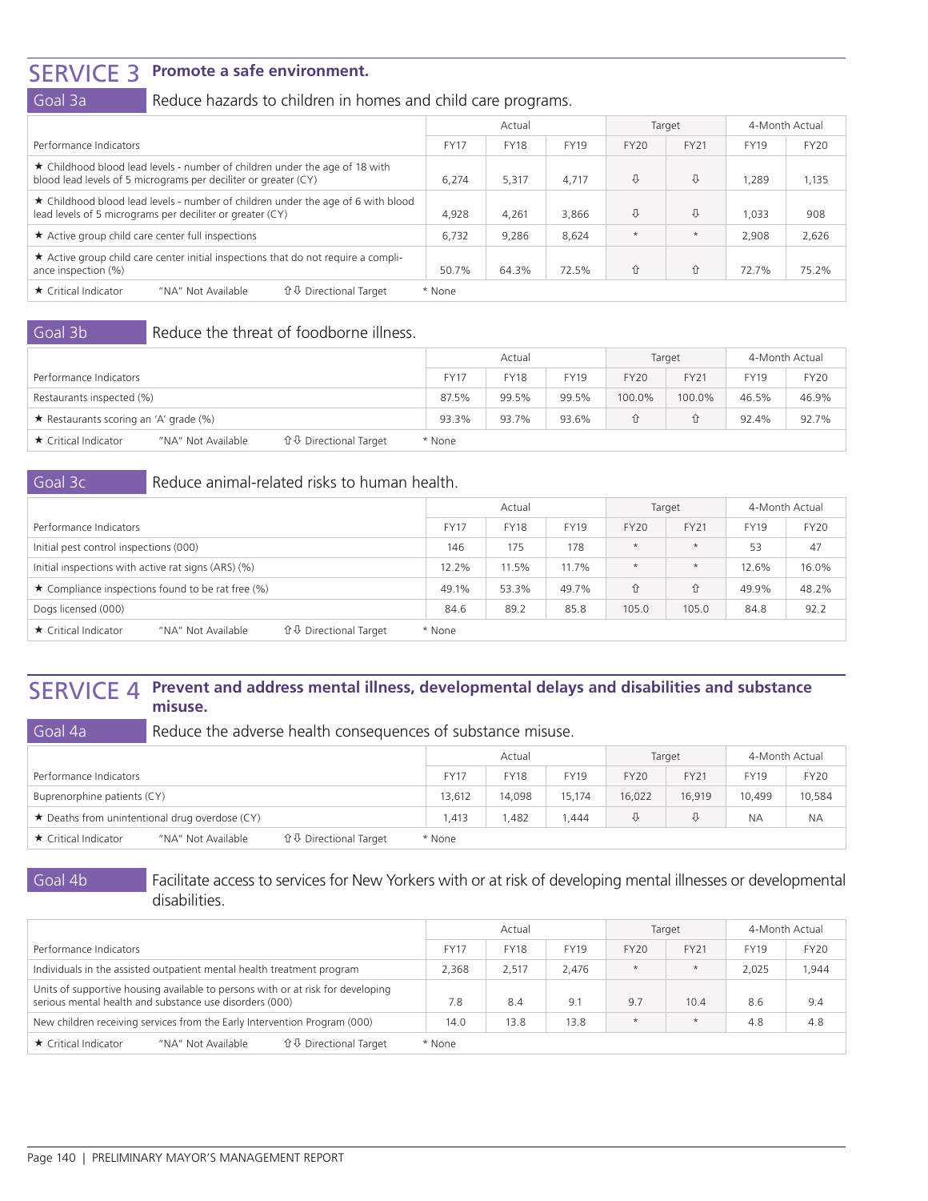## SERVICE 3 Promote a safe environment.

### Goal 3a Reduce hazards to children in homes and child care programs.

| Performance Indicators | Actual | | | Target | | 4-Month Actual | |
|---|---|---|---|---|---|---|---|
| | FY17 | FY18 | FY19 | FY20 | FY21 | FY19 | FY20 |
| ★ Childhood blood lead levels - number of children under the age of 18 with blood lead levels of 5 micrograms per deciliter or greater (CY) | 6,274 | 5,317 | 4,717 | ⇩ | ⇩ | 1,289 | 1,135 |
| ★ Childhood blood lead levels - number of children under the age of 6 with blood lead levels of 5 micrograms per deciliter or greater (CY) | 4,928 | 4,261 | 3,866 | ⇩ | ⇩ | 1,033 | 908 |
| ★ Active group child care center full inspections | 6,732 | 9,286 | 8,624 | * | * | 2,908 | 2,626 |
| ★ Active group child care center initial inspections that do not require a compliance inspection (%) | 50.7% | 64.3% | 72.5% | ⇧ | ⇧ | 72.7% | 75.2% |

★ Critical Indicator "NA" Not Available ⇧⇩ Directional Target * None

### Goal 3b Reduce the threat of foodborne illness.

| Performance Indicators | Actual | | | Target | | 4-Month Actual | |
|---|---|---|---|---|---|---|---|
| | FY17 | FY18 | FY19 | FY20 | FY21 | FY19 | FY20 |
| Restaurants inspected (%) | 87.5% | 99.5% | 99.5% | 100.0% | 100.0% | 46.5% | 46.9% |
| ★ Restaurants scoring an 'A' grade (%) | 93.3% | 93.7% | 93.6% | ⇧ | ⇧ | 92.4% | 92.7% |

★ Critical Indicator "NA" Not Available ⇧⇩ Directional Target * None

### Goal 3c Reduce animal-related risks to human health.

| Performance Indicators | Actual | | | Target | | 4-Month Actual | |
|---|---|---|---|---|---|---|---|
| | FY17 | FY18 | FY19 | FY20 | FY21 | FY19 | FY20 |
| Initial pest control inspections (000) | 146 | 175 | 178 | * | * | 53 | 47 |
| Initial inspections with active rat signs (ARS) (%) | 12.2% | 11.5% | 11.7% | * | * | 12.6% | 16.0% |
| ★ Compliance inspections found to be rat free (%) | 49.1% | 53.3% | 49.7% | ⇧ | ⇧ | 49.9% | 48.2% |
| Dogs licensed (000) | 84.6 | 89.2 | 85.8 | 105.0 | 105.0 | 84.8 | 92.2 |

★ Critical Indicator "NA" Not Available ⇧⇩ Directional Target * None

## SERVICE 4 Prevent and address mental illness, developmental delays and disabilities and substance misuse.

### Goal 4a Reduce the adverse health consequences of substance misuse.

| Performance Indicators | Actual | | | Target | | 4-Month Actual | |
|---|---|---|---|---|---|---|---|
| | FY17 | FY18 | FY19 | FY20 | FY21 | FY19 | FY20 |
| Buprenorphine patients (CY) | 13,612 | 14,098 | 15,174 | 16,022 | 16,919 | 10,499 | 10,584 |
| ★ Deaths from unintentional drug overdose (CY) | 1,413 | 1,482 | 1,444 | ⇩ | ⇩ | NA | NA |

★ Critical Indicator "NA" Not Available ⇧⇩ Directional Target * None

### Goal 4b Facilitate access to services for New Yorkers with or at risk of developing mental illnesses or developmental disabilities.

| Performance Indicators | Actual | | | Target | | 4-Month Actual | |
|---|---|---|---|---|---|---|---|
| | FY17 | FY18 | FY19 | FY20 | FY21 | FY19 | FY20 |
| Individuals in the assisted outpatient mental health treatment program | 2,368 | 2,517 | 2,476 | * | * | 2,025 | 1,944 |
| Units of supportive housing available to persons with or at risk for developing serious mental health and substance use disorders (000) | 7.8 | 8.4 | 9.1 | 9.7 | 10.4 | 8.6 | 9.4 |
| New children receiving services from the Early Intervention Program (000) | 14.0 | 13.8 | 13.8 | * | * | 4.8 | 4.8 |

★ Critical Indicator "NA" Not Available ⇧⇩ Directional Target * None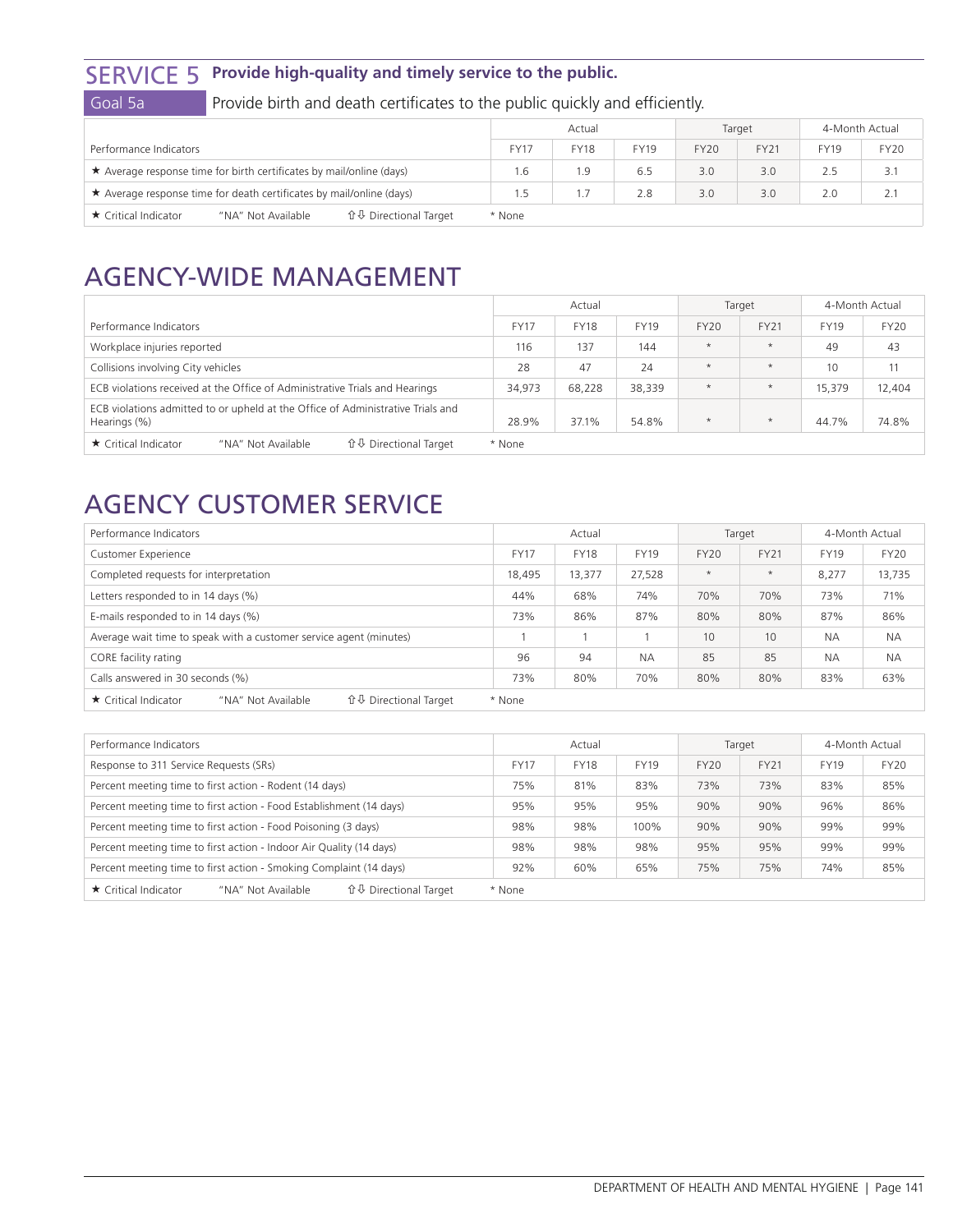## SERVICE 5 Provide high-quality and timely service to the public.

### Goal 5a Provide birth and death certificates to the public quickly and efficiently.

| Performance Indicators | Actual | | | Target | | 4-Month Actual | |
|---|---|---|---|---|---|---|---|
| | FY17 | FY18 | FY19 | FY20 | FY21 | FY19 | FY20 |
| ★ Average response time for birth certificates by mail/online (days) | 1.6 | 1.9 | 6.5 | 3.0 | 3.0 | 2.5 | 3.1 |
| ★ Average response time for death certificates by mail/online (days) | 1.5 | 1.7 | 2.8 | 3.0 | 3.0 | 2.0 | 2.1 |
| ★ Critical Indicator "NA" Not Available ⇧⇩ Directional Target | * None | | | | | | |

# AGENCY-WIDE MANAGEMENT

| Performance Indicators | Actual | | | Target | | 4-Month Actual | |
|---|---|---|---|---|---|---|---|
| | FY17 | FY18 | FY19 | FY20 | FY21 | FY19 | FY20 |
| Workplace injuries reported | 116 | 137 | 144 | * | * | 49 | 43 |
| Collisions involving City vehicles | 28 | 47 | 24 | * | * | 10 | 11 |
| ECB violations received at the Office of Administrative Trials and Hearings | 34,973 | 68,228 | 38,339 | * | * | 15,379 | 12,404 |
| ECB violations admitted to or upheld at the Office of Administrative Trials and Hearings (%) | 28.9% | 37.1% | 54.8% | * | * | 44.7% | 74.8% |
| ★ Critical Indicator "NA" Not Available ⇧⇩ Directional Target | * None | | | | | | |

# AGENCY CUSTOMER SERVICE

| Performance Indicators | Actual | | | Target | | 4-Month Actual | |
|---|---|---|---|---|---|---|---|
| Customer Experience | FY17 | FY18 | FY19 | FY20 | FY21 | FY19 | FY20 |
| Completed requests for interpretation | 18,495 | 13,377 | 27,528 | * | * | 8,277 | 13,735 |
| Letters responded to in 14 days (%) | 44% | 68% | 74% | 70% | 70% | 73% | 71% |
| E-mails responded to in 14 days (%) | 73% | 86% | 87% | 80% | 80% | 87% | 86% |
| Average wait time to speak with a customer service agent (minutes) | 1 | 1 | 1 | 10 | 10 | NA | NA |
| CORE facility rating | 96 | 94 | NA | 85 | 85 | NA | NA |
| Calls answered in 30 seconds (%) | 73% | 80% | 70% | 80% | 80% | 83% | 63% |
| ★ Critical Indicator "NA" Not Available ⇧⇩ Directional Target | * None | | | | | | |

| Performance Indicators | Actual | | | Target | | 4-Month Actual | |
|---|---|---|---|---|---|---|---|
| Response to 311 Service Requests (SRs) | FY17 | FY18 | FY19 | FY20 | FY21 | FY19 | FY20 |
| Percent meeting time to first action - Rodent (14 days) | 75% | 81% | 83% | 73% | 73% | 83% | 85% |
| Percent meeting time to first action - Food Establishment (14 days) | 95% | 95% | 95% | 90% | 90% | 96% | 86% |
| Percent meeting time to first action - Food Poisoning (3 days) | 98% | 98% | 100% | 90% | 90% | 99% | 99% |
| Percent meeting time to first action - Indoor Air Quality (14 days) | 98% | 98% | 98% | 95% | 95% | 99% | 99% |
| Percent meeting time to first action - Smoking Complaint (14 days) | 92% | 60% | 65% | 75% | 75% | 74% | 85% |
| ★ Critical Indicator "NA" Not Available ⇧⇩ Directional Target | * None | | | | | | |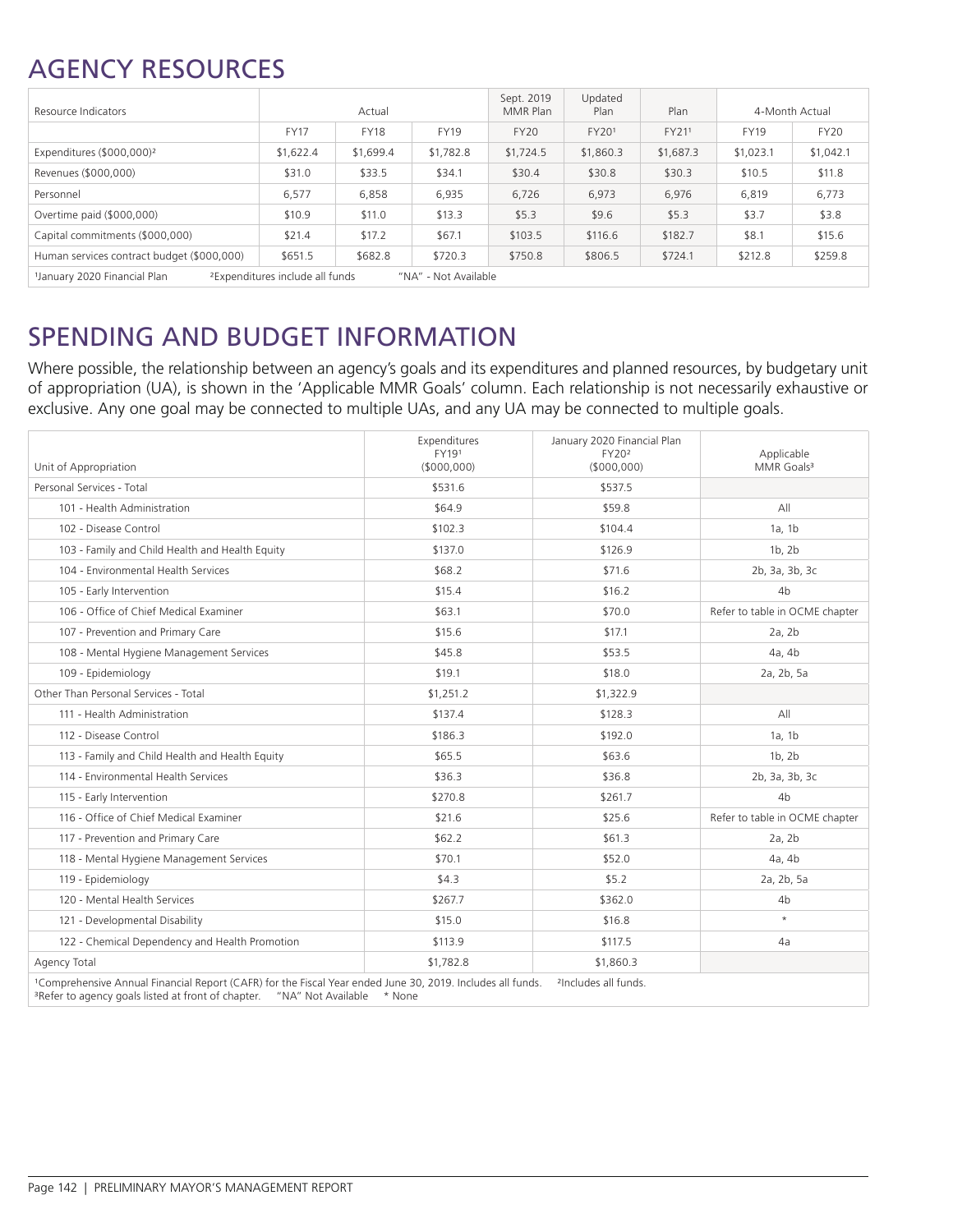# AGENCY RESOURCES

| Resource Indicators | Actual | | | Sept. 2019 MMR Plan | Updated Plan | Plan | 4-Month Actual | |
|---|---|---|---|---|---|---|---|---|
| | FY17 | FY18 | FY19 | FY20 | FY20[1] | FY21[1] | FY19 | FY20 |
| Expenditures ($000,000)[2] | $1,622.4 | $1,699.4 | $1,782.8 | $1,724.5 | $1,860.3 | $1,687.3 | $1,023.1 | $1,042.1 |
| Revenues ($000,000) | $31.0 | $33.5 | $34.1 | $30.4 | $30.8 | $30.3 | $10.5 | $11.8 |
| Personnel | 6,577 | 6,858 | 6,935 | 6,726 | 6,973 | 6,976 | 6,819 | 6,773 |
| Overtime paid ($000,000) | $10.9 | $11.0 | $13.3 | $5.3 | $9.6 | $5.3 | $3.7 | $3.8 |
| Capital commitments ($000,000) | $21.4 | $17.2 | $67.1 | $103.5 | $116.6 | $182.7 | $8.1 | $15.6 |
| Human services contract budget ($000,000) | $651.5 | $682.8 | $720.3 | $750.8 | $806.5 | $724.1 | $212.8 | $259.8 |

[1]January 2020 Financial Plan [2]Expenditures include all funds "NA" - Not Available

# SPENDING AND BUDGET INFORMATION

Where possible, the relationship between an agency's goals and its expenditures and planned resources, by budgetary unit of appropriation (UA), is shown in the 'Applicable MMR Goals' column. Each relationship is not necessarily exhaustive or exclusive. Any one goal may be connected to multiple UAs, and any UA may be connected to multiple goals.

| Unit of Appropriation | Expenditures FY19[1] ($000,000) | January 2020 Financial Plan FY20[2] ($000,000) | Applicable MMR Goals[3] |
|---|---|---|---|
| Personal Services - Total | $531.6 | $537.5 | |
| 101 - Health Administration | $64.9 | $59.8 | All |
| 102 - Disease Control | $102.3 | $104.4 | 1a, 1b |
| 103 - Family and Child Health and Health Equity | $137.0 | $126.9 | 1b, 2b |
| 104 - Environmental Health Services | $68.2 | $71.6 | 2b, 3a, 3b, 3c |
| 105 - Early Intervention | $15.4 | $16.2 | 4b |
| 106 - Office of Chief Medical Examiner | $63.1 | $70.0 | Refer to table in OCME chapter |
| 107 - Prevention and Primary Care | $15.6 | $17.1 | 2a, 2b |
| 108 - Mental Hygiene Management Services | $45.8 | $53.5 | 4a, 4b |
| 109 - Epidemiology | $19.1 | $18.0 | 2a, 2b, 5a |
| Other Than Personal Services - Total | $1,251.2 | $1,322.9 | |
| 111 - Health Administration | $137.4 | $128.3 | All |
| 112 - Disease Control | $186.3 | $192.0 | 1a, 1b |
| 113 - Family and Child Health and Health Equity | $65.5 | $63.6 | 1b, 2b |
| 114 - Environmental Health Services | $36.3 | $36.8 | 2b, 3a, 3b, 3c |
| 115 - Early Intervention | $270.8 | $261.7 | 4b |
| 116 - Office of Chief Medical Examiner | $21.6 | $25.6 | Refer to table in OCME chapter |
| 117 - Prevention and Primary Care | $62.2 | $61.3 | 2a, 2b |
| 118 - Mental Hygiene Management Services | $70.1 | $52.0 | 4a, 4b |
| 119 - Epidemiology | $4.3 | $5.2 | 2a, 2b, 5a |
| 120 - Mental Health Services | $267.7 | $362.0 | 4b |
| 121 - Developmental Disability | $15.0 | $16.8 | * |
| 122 - Chemical Dependency and Health Promotion | $113.9 | $117.5 | 4a |
| Agency Total | $1,782.8 | $1,860.3 | |

[1]Comprehensive Annual Financial Report (CAFR) for the Fiscal Year ended June 30, 2019. Includes all funds. [2]Includes all funds.
[3]Refer to agency goals listed at front of chapter. "NA" Not Available * None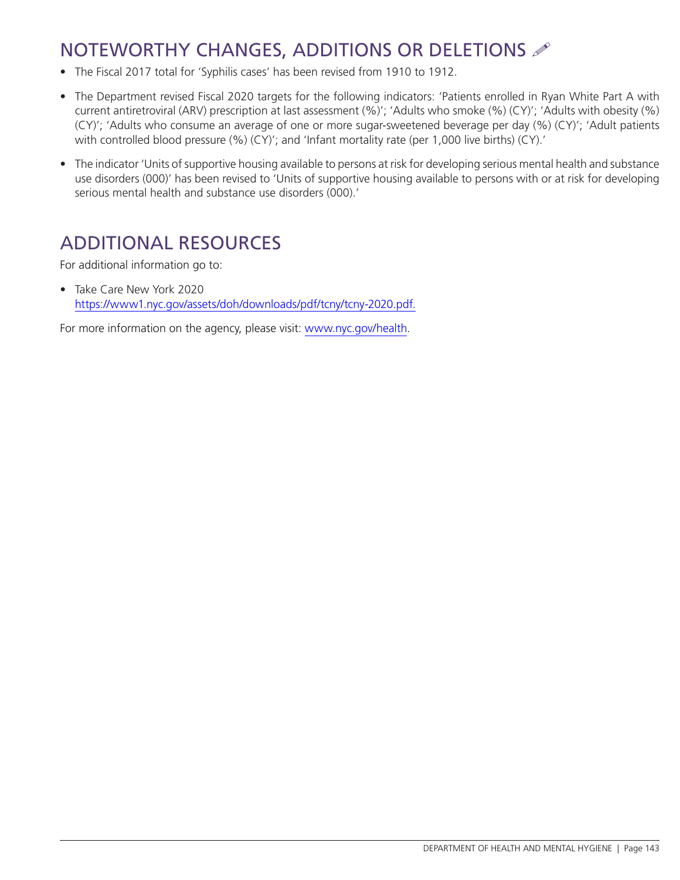## NOTEWORTHY CHANGES, ADDITIONS OR DELETIONS ✏

- The Fiscal 2017 total for 'Syphilis cases' has been revised from 1910 to 1912.
- The Department revised Fiscal 2020 targets for the following indicators: 'Patients enrolled in Ryan White Part A with current antiretroviral (ARV) prescription at last assessment (%)'; 'Adults who smoke (%) (CY)'; 'Adults with obesity (%) (CY)'; 'Adults who consume an average of one or more sugar-sweetened beverage per day (%) (CY)'; 'Adult patients with controlled blood pressure (%) (CY)'; and 'Infant mortality rate (per 1,000 live births) (CY).'
- The indicator 'Units of supportive housing available to persons at risk for developing serious mental health and substance use disorders (000)' has been revised to 'Units of supportive housing available to persons with or at risk for developing serious mental health and substance use disorders (000).'

## ADDITIONAL RESOURCES

For additional information go to:

- Take Care New York 2020
  https://www1.nyc.gov/assets/doh/downloads/pdf/tcny/tcny-2020.pdf.

For more information on the agency, please visit: www.nyc.gov/health.